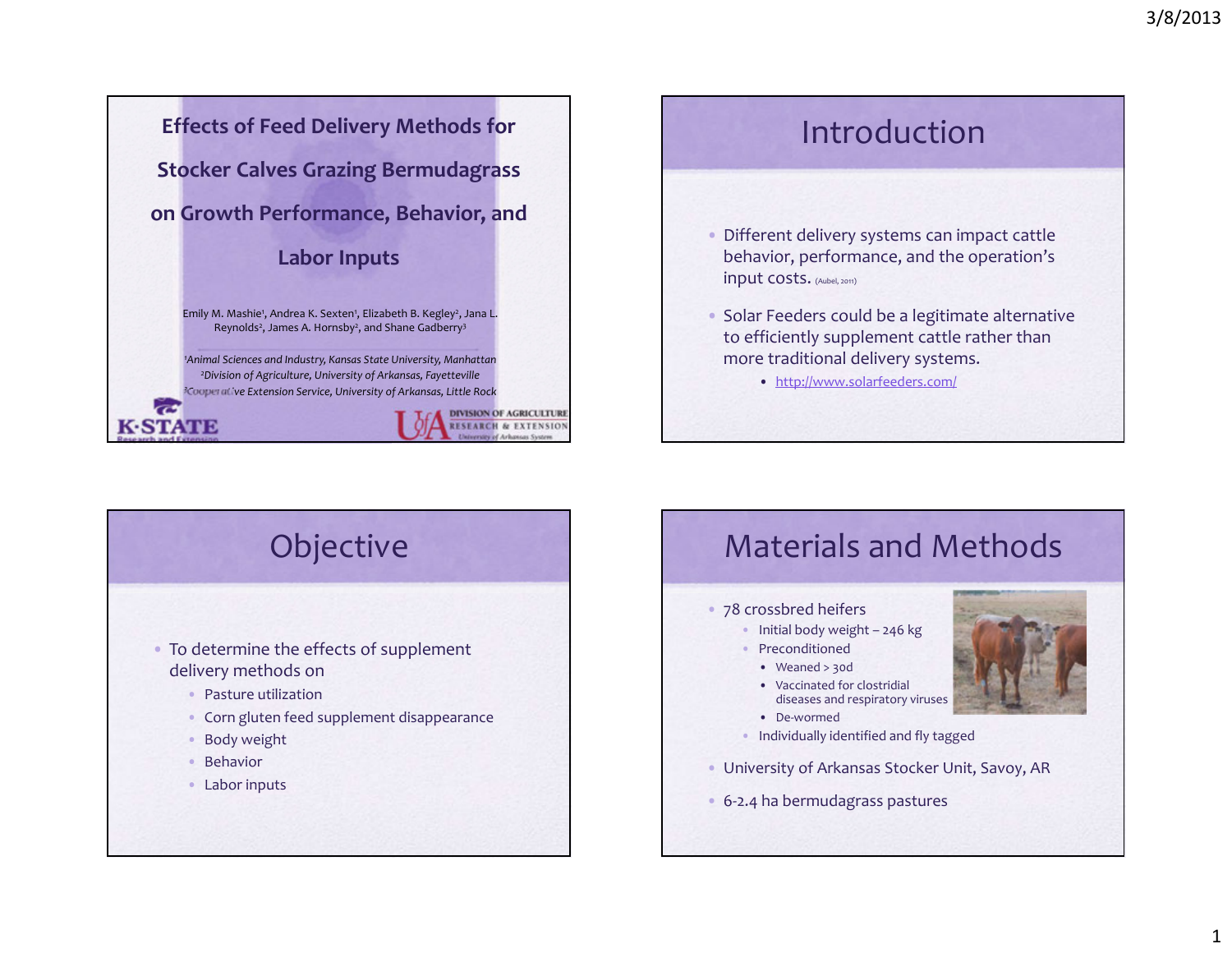# Effects of Feed Delivery Methods for Stocker Calves Grazing Bermudagrass on Growth Performance, Behavior, and Labor Inputs

Emily M. Mashie[1], Andrea K. Sexten[1], Elizabeth B. Kegley[2], Jana L. Reynolds[2], James A. Hornsby[2], and Shane Gadberry[3]

*[1]Animal Sciences and Industry, Kansas State University, Manhattan*
*[2]Division of Agriculture, University of Arkansas, Fayetteville*
*[3]Cooperative Extension Service, University of Arkansas, Little Rock*

K-STATE Research and Extension

UofA Division of Agriculture Research & Extension, University of Arkansas System

## Introduction

- Different delivery systems can impact cattle behavior, performance, and the operation's input costs. (Aubel, 2011)
- Solar Feeders could be a legitimate alternative to efficiently supplement cattle rather than more traditional delivery systems.
  - http://www.solarfeeders.com/

## Objective

- To determine the effects of supplement delivery methods on
  - Pasture utilization
  - Corn gluten feed supplement disappearance
  - Body weight
  - Behavior
  - Labor inputs

## Materials and Methods

- 78 crossbred heifers
  - Initial body weight – 246 kg
  - Preconditioned
    - Weaned > 30d
    - Vaccinated for clostridial diseases and respiratory viruses
    - De-wormed
  - Individually identified and fly tagged
- University of Arkansas Stocker Unit, Savoy, AR
- 6-2.4 ha bermudagrass pastures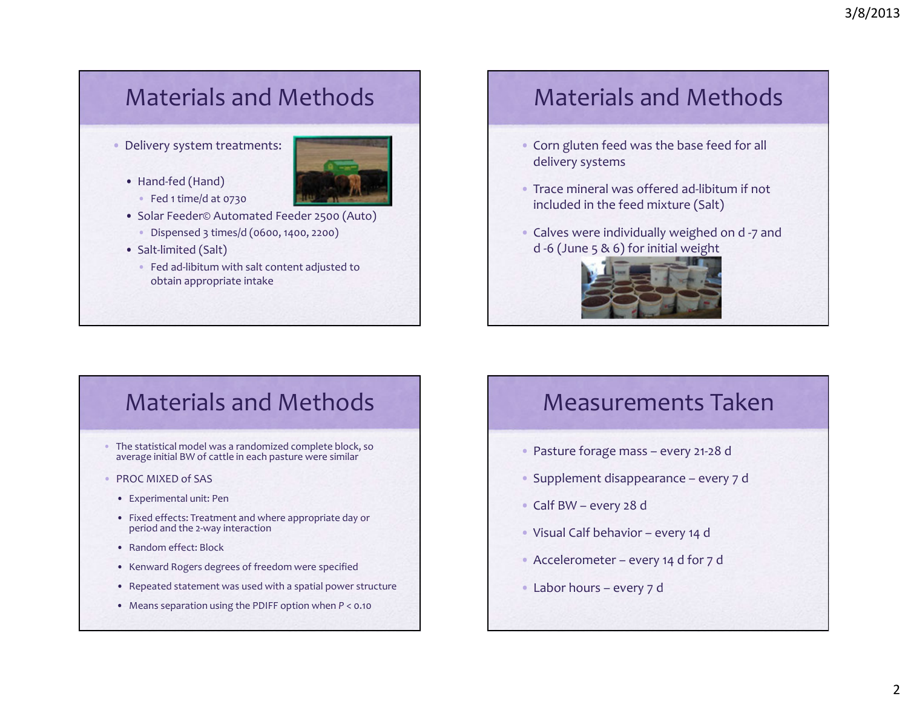## Materials and Methods

- Delivery system treatments:
  - Hand-fed (Hand)
    - Fed 1 time/d at 0730
  - Solar Feeder© Automated Feeder 2500 (Auto)
    - Dispensed 3 times/d (0600, 1400, 2200)
  - Salt-limited (Salt)
    - Fed ad-libitum with salt content adjusted to obtain appropriate intake

## Materials and Methods

- Corn gluten feed was the base feed for all delivery systems
- Trace mineral was offered ad-libitum if not included in the feed mixture (Salt)
- Calves were individually weighed on d -7 and d -6 (June 5 & 6) for initial weight

## Materials and Methods

- The statistical model was a randomized complete block, so average initial BW of cattle in each pasture were similar
- PROC MIXED of SAS
  - Experimental unit: Pen
  - Fixed effects: Treatment and where appropriate day or period and the 2-way interaction
  - Random effect: Block
  - Kenward Rogers degrees of freedom were specified
  - Repeated statement was used with a spatial power structure
  - Means separation using the PDIFF option when $P < 0.10$

## Measurements Taken

- Pasture forage mass – every 21-28 d
- Supplement disappearance – every 7 d
- Calf BW – every 28 d
- Visual Calf behavior – every 14 d
- Accelerometer – every 14 d for 7 d
- Labor hours – every 7 d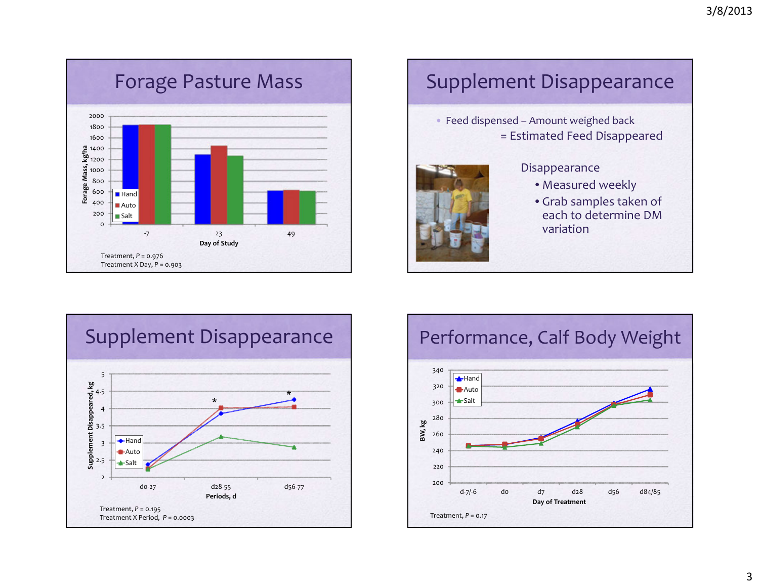## Forage Pasture Mass

Forage Mass, kg/ha

| Day of Study | Hand | Auto | Salt |
|---|---|---|---|
| -7 | | | |
| 23 | | | |
| 49 | | | |

Treatment, $P$ = 0.976
Treatment X Day, $P$ = 0.903

## Supplement Disappearance

- Feed dispensed – Amount weighed back
  = Estimated Feed Disappeared

Disappearance

- Measured weekly
- Grab samples taken of each to determine DM variation

## Supplement Disappearance

Supplement Disappeared, kg — Periods, d (d0-27, d28-55, d56-77); Hand, Auto, Salt

\* d28-55
\* d56-77

Treatment, $P$ = 0.195
Treatment X Period, $P$ = 0.0003

## Performance, Calf Body Weight

BW, kg — Day of Treatment (d-7/-6, d0, d7, d28, d56, d84/85); Hand, Auto, Salt

Treatment, $P$ = 0.17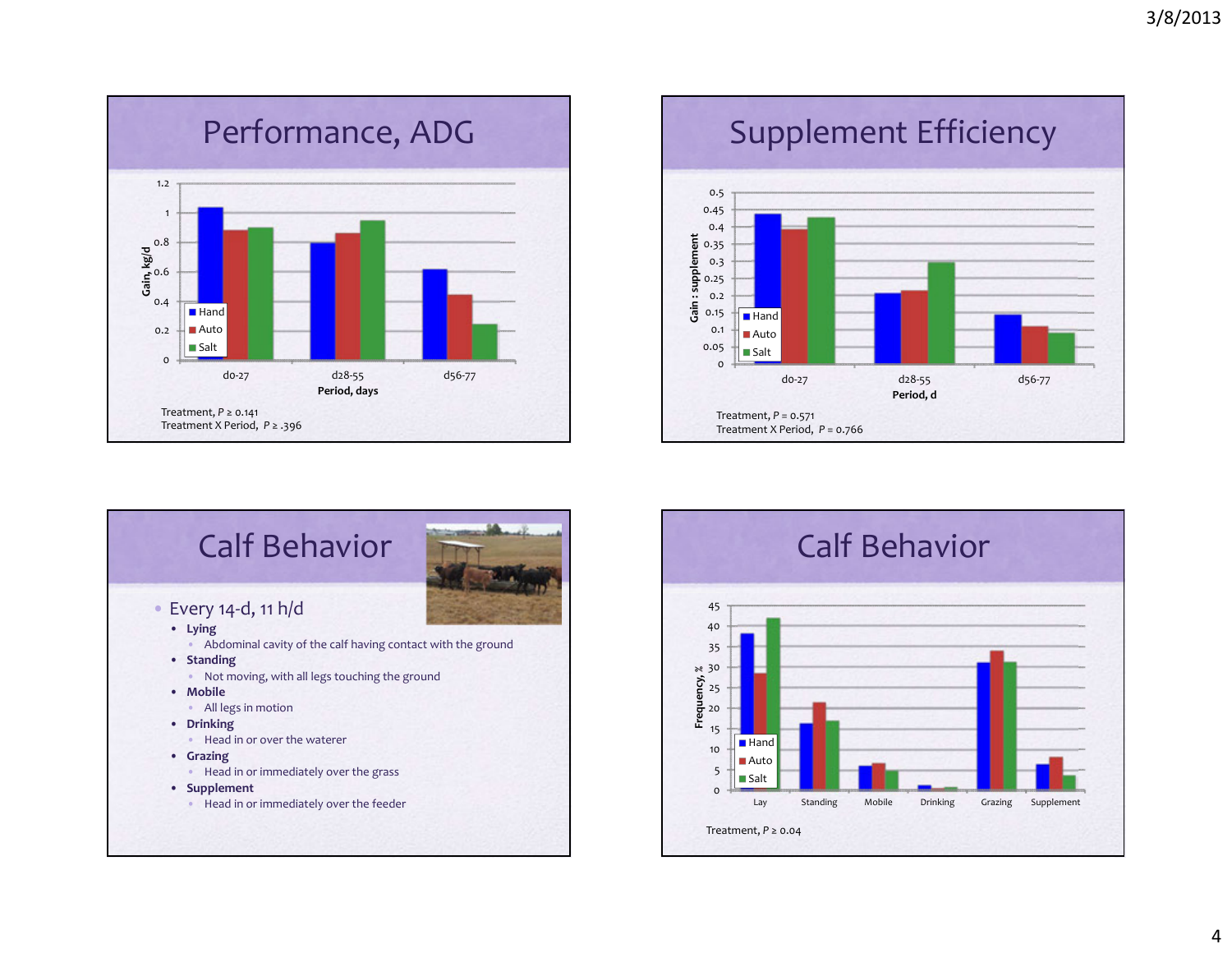## Performance, ADG

Treatment, $P \geq 0.141$
Treatment X Period, $P \geq .396$

## Supplement Efficiency

Treatment, $P = 0.571$
Treatment X Period, $P = 0.766$

## Calf Behavior

- Every 14-d, 11 h/d
  - **Lying**
    - Abdominal cavity of the calf having contact with the ground
  - **Standing**
    - Not moving, with all legs touching the ground
  - **Mobile**
    - All legs in motion
  - **Drinking**
    - Head in or over the waterer
  - **Grazing**
    - Head in or immediately over the grass
  - **Supplement**
    - Head in or immediately over the feeder

## Calf Behavior

Treatment, $P \geq 0.04$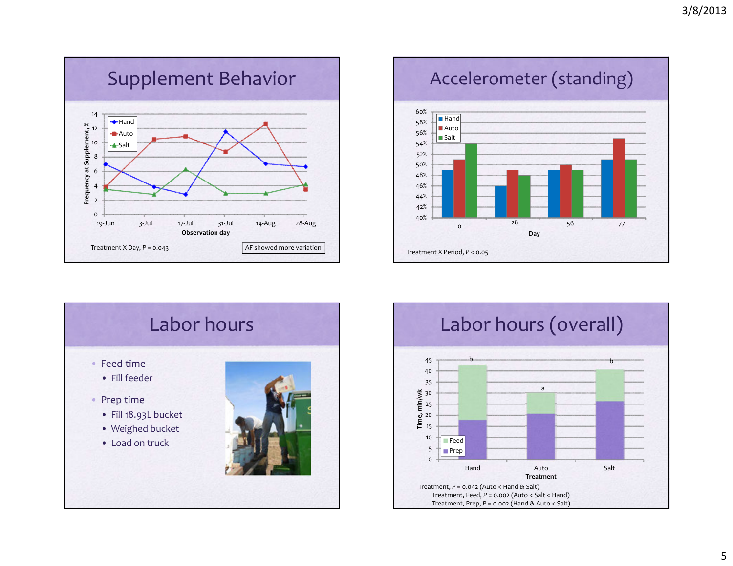## Supplement Behavior

Frequency at Supplement, % vs. Observation day (19-Jun, 3-Jul, 17-Jul, 31-Jul, 14-Aug, 28-Aug); series: Hand, Auto, Salt

Treatment X Day, $P = 0.043$

AF showed more variation

## Accelerometer (standing)

Standing (%) vs. Day (0, 28, 56, 77); series: Hand, Auto, Salt

Treatment X Period, $P < 0.05$

## Labor hours

- Feed time
  - Fill feeder
- Prep time
  - Fill 18.93L bucket
  - Weighed bucket
  - Load on truck

## Labor hours (overall)

Time, min/wk by Treatment (Hand: b, Auto: a, Salt: b); components: Feed, Prep

Treatment, $P = 0.042$ (Auto < Hand & Salt)
Treatment, Feed, $P = 0.002$ (Auto < Salt < Hand)
Treatment, Prep, $P = 0.002$ (Hand & Auto < Salt)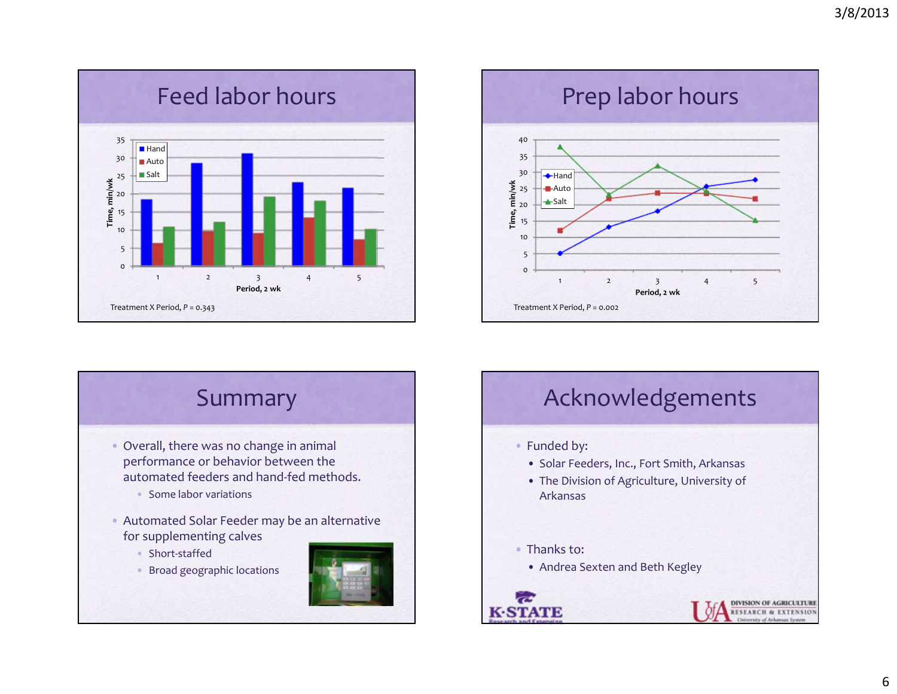## Feed labor hours

35
30
25
20
15
10
5
0

Time, min/wk

Hand
Auto
Salt

1
2
3
4
5

Period, 2 wk

Treatment X Period, $P = 0.343$

## Prep labor hours

40
35
30
25
20
15
10
5
0

Time, min/wk

Hand
Auto
Salt

1
2
3
4
5

Period, 2 wk

Treatment X Period, $P = 0.002$

## Summary

- Overall, there was no change in animal performance or behavior between the automated feeders and hand-fed methods.
  - Some labor variations
- Automated Solar Feeder may be an alternative for supplementing calves
  - Short-staffed
  - Broad geographic locations

## Acknowledgements

- Funded by:
  - Solar Feeders, Inc., Fort Smith, Arkansas
  - The Division of Agriculture, University of Arkansas
- Thanks to:
  - Andrea Sexten and Beth Kegley

K-STATE Research and Extension

UofA DIVISION OF AGRICULTURE RESEARCH & EXTENSION University of Arkansas System